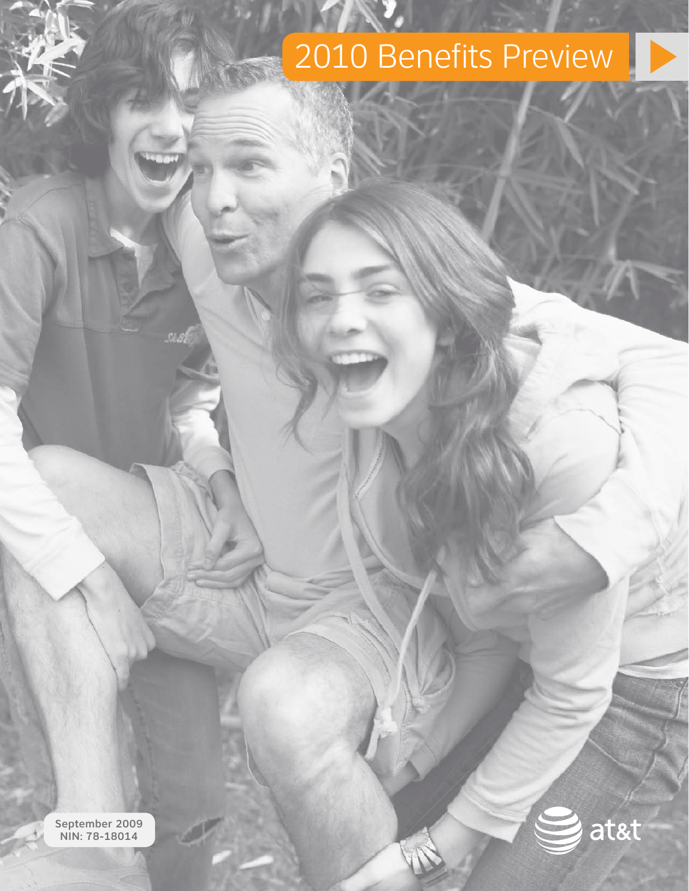# 2010 Benefits Preview

September 2009
NIN: 78-18014

at&t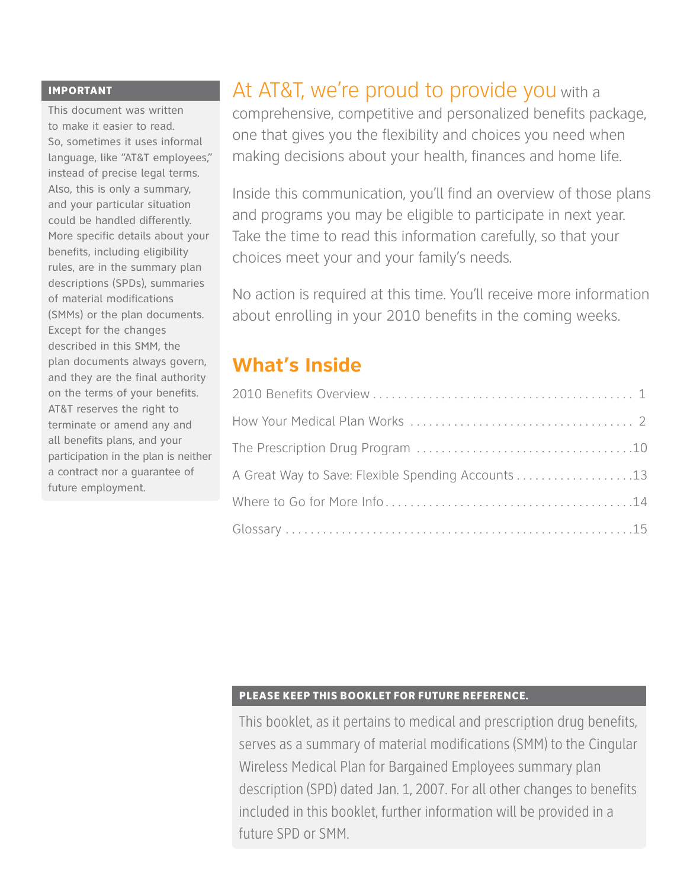**IMPORTANT**

This document was written to make it easier to read. So, sometimes it uses informal language, like "AT&T employees," instead of precise legal terms. Also, this is only a summary, and your particular situation could be handled differently. More specific details about your benefits, including eligibility rules, are in the summary plan descriptions (SPDs), summaries of material modifications (SMMs) or the plan documents. Except for the changes described in this SMM, the plan documents always govern, and they are the final authority on the terms of your benefits. AT&T reserves the right to terminate or amend any and all benefits plans, and your participation in the plan is neither a contract nor a guarantee of future employment.

At AT&T, we're proud to provide you with a comprehensive, competitive and personalized benefits package, one that gives you the flexibility and choices you need when making decisions about your health, finances and home life.

Inside this communication, you'll find an overview of those plans and programs you may be eligible to participate in next year. Take the time to read this information carefully, so that your choices meet your and your family's needs.

No action is required at this time. You'll receive more information about enrolling in your 2010 benefits in the coming weeks.

## What's Inside

- 2010 Benefits Overview .......... 1
- How Your Medical Plan Works .......... 2
- The Prescription Drug Program .......... 10
- A Great Way to Save: Flexible Spending Accounts .......... 13
- Where to Go for More Info .......... 14
- Glossary .......... 15

**PLEASE KEEP THIS BOOKLET FOR FUTURE REFERENCE.**

This booklet, as it pertains to medical and prescription drug benefits, serves as a summary of material modifications (SMM) to the Cingular Wireless Medical Plan for Bargained Employees summary plan description (SPD) dated Jan. 1, 2007. For all other changes to benefits included in this booklet, further information will be provided in a future SPD or SMM.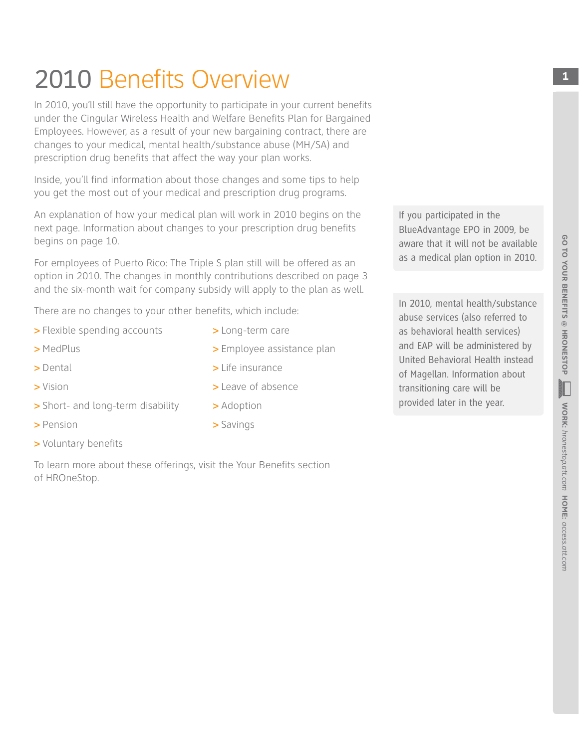# 2010 Benefits Overview

In 2010, you'll still have the opportunity to participate in your current benefits under the Cingular Wireless Health and Welfare Benefits Plan for Bargained Employees. However, as a result of your new bargaining contract, there are changes to your medical, mental health/substance abuse (MH/SA) and prescription drug benefits that affect the way your plan works.

Inside, you'll find information about those changes and some tips to help you get the most out of your medical and prescription drug programs.

An explanation of how your medical plan will work in 2010 begins on the next page. Information about changes to your prescription drug benefits begins on page 10.

For employees of Puerto Rico: The Triple S plan still will be offered as an option in 2010. The changes in monthly contributions described on page 3 and the six-month wait for company subsidy will apply to the plan as well.

There are no changes to your other benefits, which include:

- Flexible spending accounts
- MedPlus
- Dental
- Vision
- Short- and long-term disability
- Pension
- Voluntary benefits
- Long-term care
- Employee assistance plan
- Life insurance
- Leave of absence
- Adoption
- Savings

To learn more about these offerings, visit the Your Benefits section of HROneStop.

If you participated in the BlueAdvantage EPO in 2009, be aware that it will not be available as a medical plan option in 2010.

In 2010, mental health/substance abuse services (also referred to as behavioral health services) and EAP will be administered by United Behavioral Health instead of Magellan. Information about transitioning care will be provided later in the year.

GO TO YOUR BENEFITS @ HRONESTOP WORK: *hronestop.att.com* HOME: *access.att.com*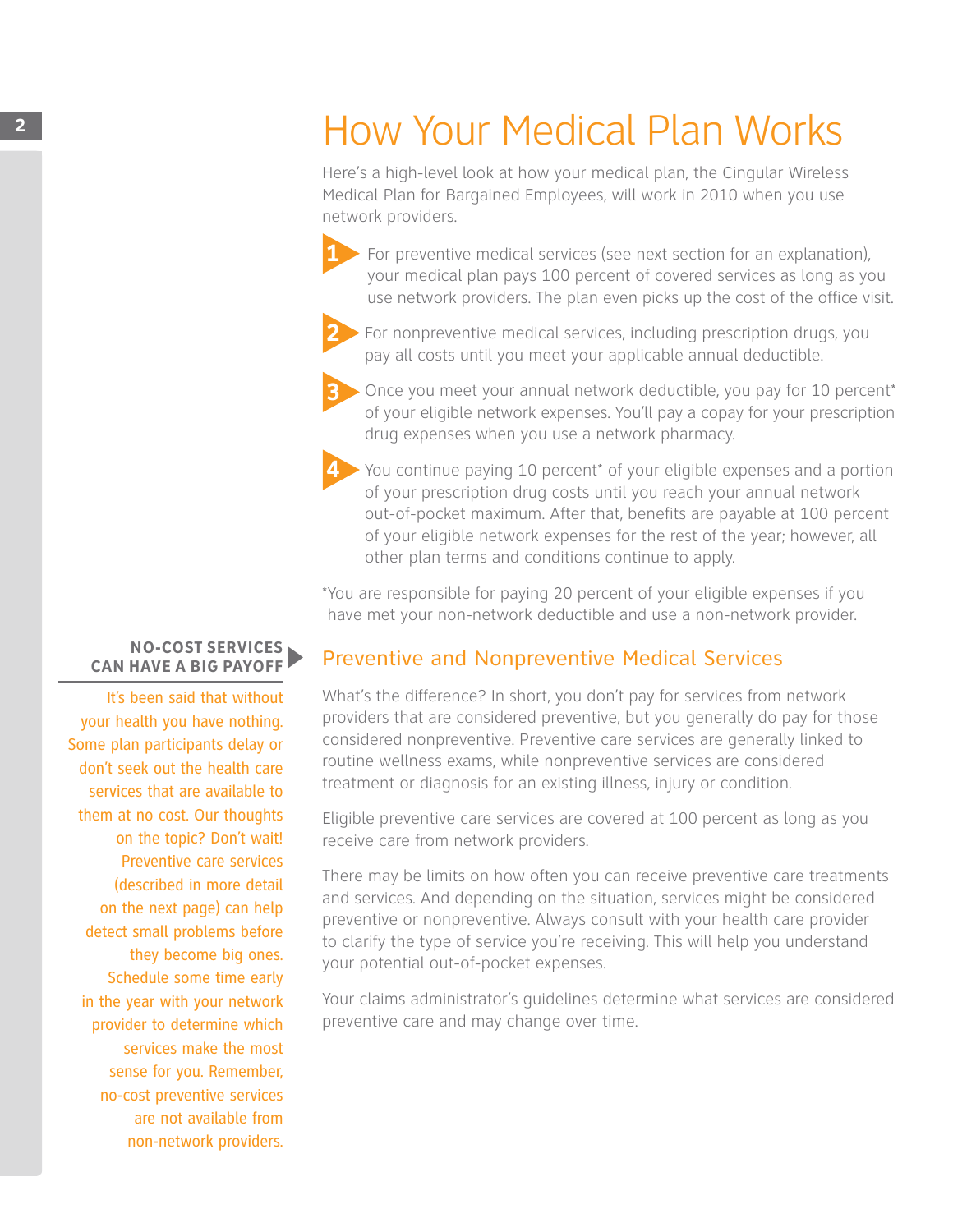# How Your Medical Plan Works

Here's a high-level look at how your medical plan, the Cingular Wireless Medical Plan for Bargained Employees, will work in 2010 when you use network providers.

1. For preventive medical services (see next section for an explanation), your medical plan pays 100 percent of covered services as long as you use network providers. The plan even picks up the cost of the office visit.
2. For nonpreventive medical services, including prescription drugs, you pay all costs until you meet your applicable annual deductible.
3. Once you meet your annual network deductible, you pay for 10 percent* of your eligible network expenses. You'll pay a copay for your prescription drug expenses when you use a network pharmacy.
4. You continue paying 10 percent* of your eligible expenses and a portion of your prescription drug costs until you reach your annual network out-of-pocket maximum. After that, benefits are payable at 100 percent of your eligible network expenses for the rest of the year; however, all other plan terms and conditions continue to apply.

*You are responsible for paying 20 percent of your eligible expenses if you have met your non-network deductible and use a non-network provider.

## Preventive and Nonpreventive Medical Services

What's the difference? In short, you don't pay for services from network providers that are considered preventive, but you generally do pay for those considered nonpreventive. Preventive care services are generally linked to routine wellness exams, while nonpreventive services are considered treatment or diagnosis for an existing illness, injury or condition.

Eligible preventive care services are covered at 100 percent as long as you receive care from network providers.

There may be limits on how often you can receive preventive care treatments and services. And depending on the situation, services might be considered preventive or nonpreventive. Always consult with your health care provider to clarify the type of service you're receiving. This will help you understand your potential out-of-pocket expenses.

Your claims administrator's guidelines determine what services are considered preventive care and may change over time.

**NO-COST SERVICES CAN HAVE A BIG PAYOFF**

It's been said that without your health you have nothing. Some plan participants delay or don't seek out the health care services that are available to them at no cost. Our thoughts on the topic? Don't wait! Preventive care services (described in more detail on the next page) can help detect small problems before they become big ones. Schedule some time early in the year with your network provider to determine which services make the most sense for you. Remember, no-cost preventive services are not available from non-network providers.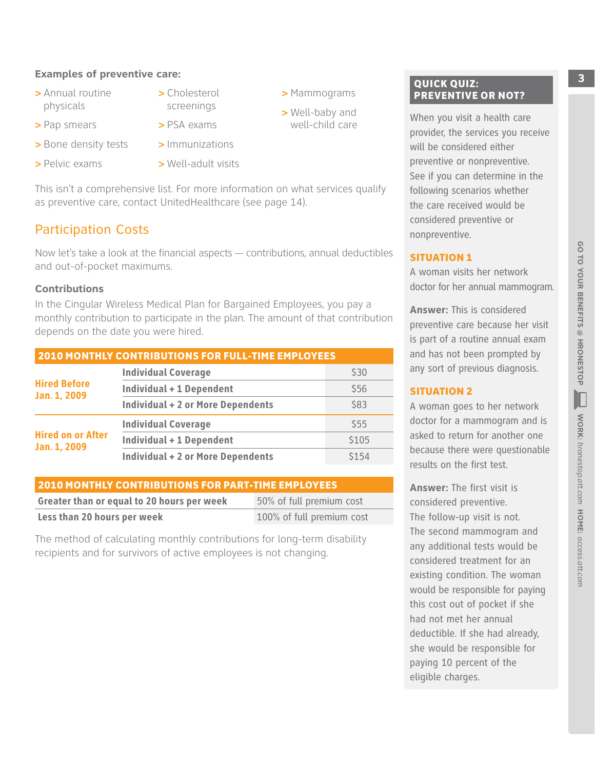**Examples of preventive care:**

- Annual routine physicals
- Pap smears
- Bone density tests
- Pelvic exams
- Cholesterol screenings
- PSA exams
- Immunizations
- Well-adult visits
- Mammograms
- Well-baby and well-child care

This isn't a comprehensive list. For more information on what services qualify as preventive care, contact UnitedHealthcare (see page 14).

## Participation Costs

Now let's take a look at the financial aspects — contributions, annual deductibles and out-of-pocket maximums.

### Contributions

In the Cingular Wireless Medical Plan for Bargained Employees, you pay a monthly contribution to participate in the plan. The amount of that contribution depends on the date you were hired.

**2010 MONTHLY CONTRIBUTIONS FOR FULL-TIME EMPLOYEES**

| | | |
|---|---|---|
| Hired Before Jan. 1, 2009 | Individual Coverage | $30 |
| | Individual + 1 Dependent | $56 |
| | Individual + 2 or More Dependents | $83 |
| Hired on or After Jan. 1, 2009 | Individual Coverage | $55 |
| | Individual + 1 Dependent | $105 |
| | Individual + 2 or More Dependents | $154 |

**2010 MONTHLY CONTRIBUTIONS FOR PART-TIME EMPLOYEES**

| | |
|---|---|
| Greater than or equal to 20 hours per week | 50% of full premium cost |
| Less than 20 hours per week | 100% of full premium cost |

The method of calculating monthly contributions for long-term disability recipients and for survivors of active employees is not changing.

### QUICK QUIZ: PREVENTIVE OR NOT?

When you visit a health care provider, the services you receive will be considered either preventive or nonpreventive. See if you can determine in the following scenarios whether the care received would be considered preventive or nonpreventive.

**SITUATION 1**

A woman visits her network doctor for her annual mammogram.

**Answer:** This is considered preventive care because her visit is part of a routine annual exam and has not been prompted by any sort of previous diagnosis.

**SITUATION 2**

A woman goes to her network doctor for a mammogram and is asked to return for another one because there were questionable results on the first test.

**Answer:** The first visit is considered preventive. The follow-up visit is not. The second mammogram and any additional tests would be considered treatment for an existing condition. The woman would be responsible for paying this cost out of pocket if she had not met her annual deductible. If she had already, she would be responsible for paying 10 percent of the eligible charges.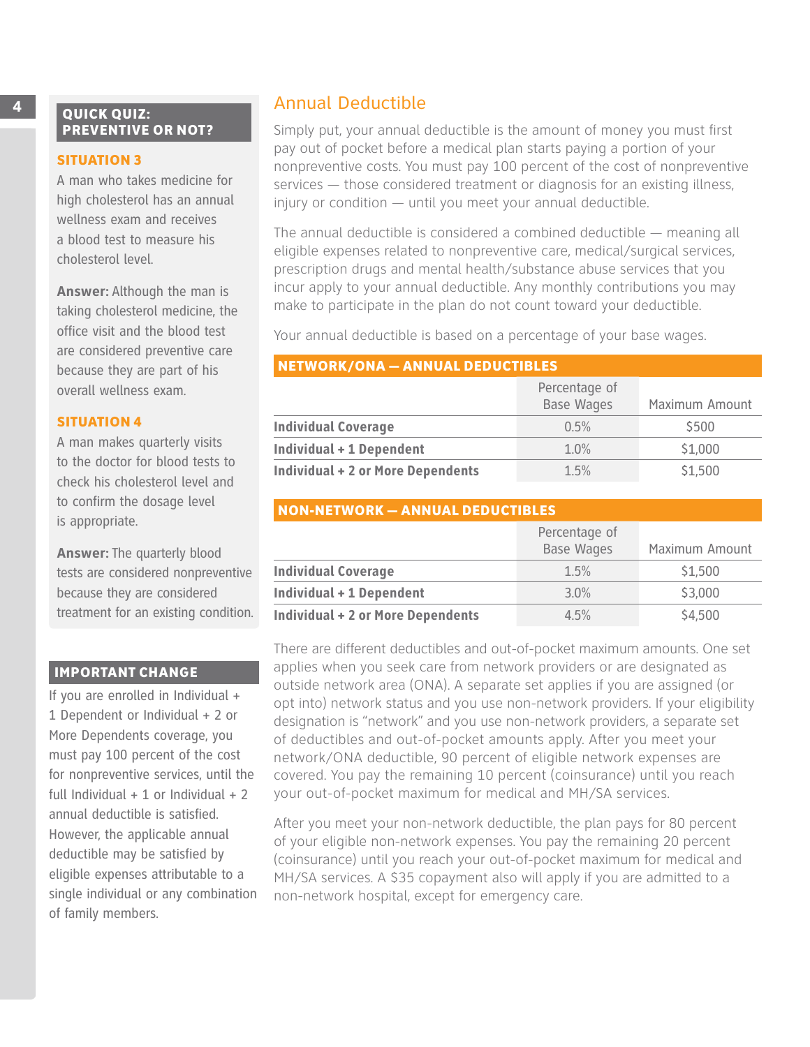## Annual Deductible

Simply put, your annual deductible is the amount of money you must first pay out of pocket before a medical plan starts paying a portion of your nonpreventive costs. You must pay 100 percent of the cost of nonpreventive services — those considered treatment or diagnosis for an existing illness, injury or condition — until you meet your annual deductible.

The annual deductible is considered a combined deductible — meaning all eligible expenses related to nonpreventive care, medical/surgical services, prescription drugs and mental health/substance abuse services that you incur apply to your annual deductible. Any monthly contributions you may make to participate in the plan do not count toward your deductible.

Your annual deductible is based on a percentage of your base wages.

**NETWORK/ONA — ANNUAL DEDUCTIBLES**

| | Percentage of Base Wages | Maximum Amount |
|---|---|---|
| **Individual Coverage** | 0.5% | $500 |
| **Individual + 1 Dependent** | 1.0% | $1,000 |
| **Individual + 2 or More Dependents** | 1.5% | $1,500 |

**NON-NETWORK — ANNUAL DEDUCTIBLES**

| | Percentage of Base Wages | Maximum Amount |
|---|---|---|
| **Individual Coverage** | 1.5% | $1,500 |
| **Individual + 1 Dependent** | 3.0% | $3,000 |
| **Individual + 2 or More Dependents** | 4.5% | $4,500 |

There are different deductibles and out-of-pocket maximum amounts. One set applies when you seek care from network providers or are designated as outside network area (ONA). A separate set applies if you are assigned (or opt into) network status and you use non-network providers. If your eligibility designation is "network" and you use non-network providers, a separate set of deductibles and out-of-pocket amounts apply. After you meet your network/ONA deductible, 90 percent of eligible network expenses are covered. You pay the remaining 10 percent (coinsurance) until you reach your out-of-pocket maximum for medical and MH/SA services.

After you meet your non-network deductible, the plan pays for 80 percent of your eligible non-network expenses. You pay the remaining 20 percent (coinsurance) until you reach your out-of-pocket maximum for medical and MH/SA services. A $35 copayment also will apply if you are admitted to a non-network hospital, except for emergency care.

### QUICK QUIZ: PREVENTIVE OR NOT?

**SITUATION 3**

A man who takes medicine for high cholesterol has an annual wellness exam and receives a blood test to measure his cholesterol level.

**Answer:** Although the man is taking cholesterol medicine, the office visit and the blood test are considered preventive care because they are part of his overall wellness exam.

**SITUATION 4**

A man makes quarterly visits to the doctor for blood tests to check his cholesterol level and to confirm the dosage level is appropriate.

**Answer:** The quarterly blood tests are considered nonpreventive because they are considered treatment for an existing condition.

### IMPORTANT CHANGE

If you are enrolled in Individual + 1 Dependent or Individual + 2 or More Dependents coverage, you must pay 100 percent of the cost for nonpreventive services, until the full Individual + 1 or Individual + 2 annual deductible is satisfied. However, the applicable annual deductible may be satisfied by eligible expenses attributable to a single individual or any combination of family members.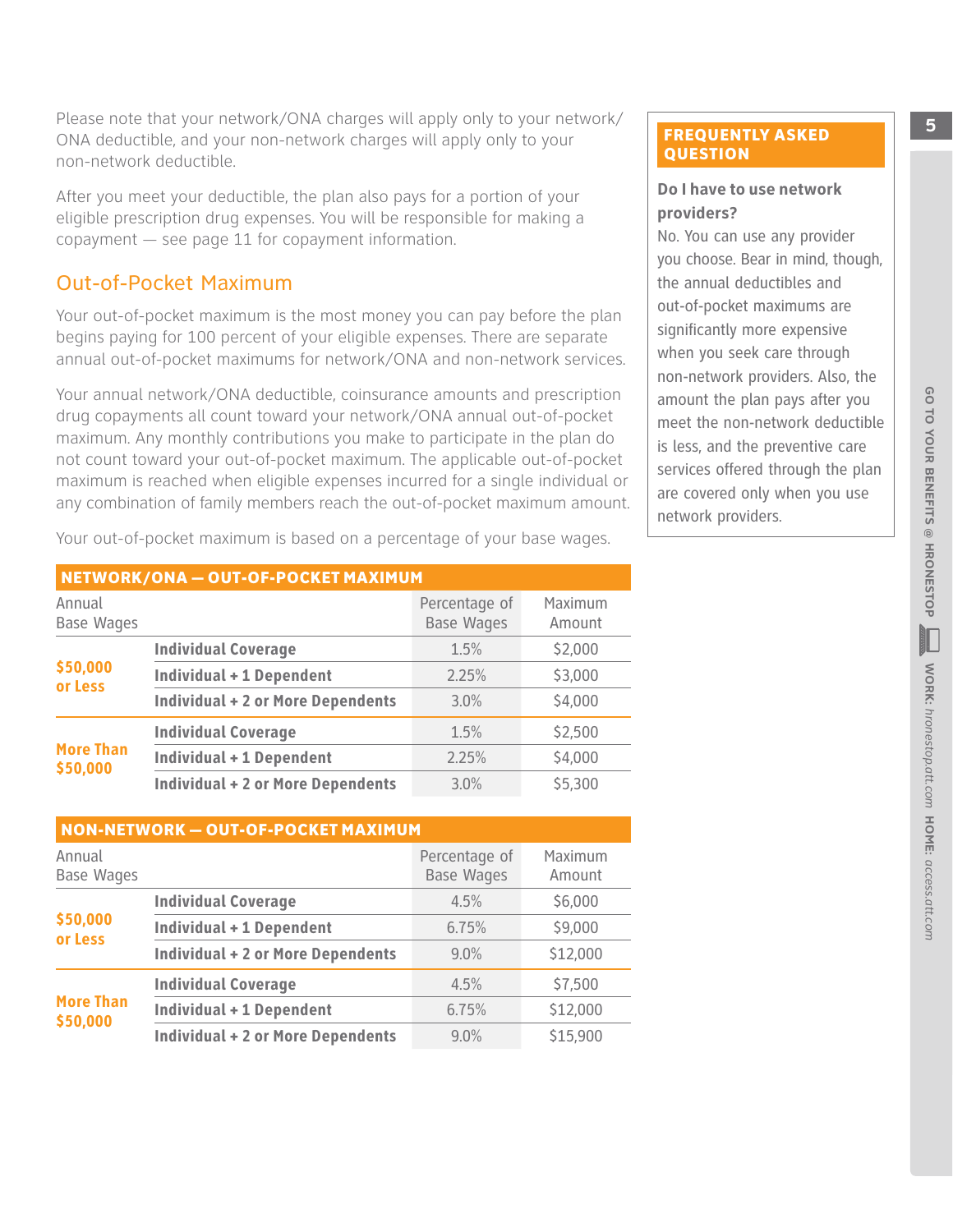Please note that your network/ONA charges will apply only to your network/ONA deductible, and your non-network charges will apply only to your non-network deductible.

After you meet your deductible, the plan also pays for a portion of your eligible prescription drug expenses. You will be responsible for making a copayment — see page 11 for copayment information.

## Out-of-Pocket Maximum

Your out-of-pocket maximum is the most money you can pay before the plan begins paying for 100 percent of your eligible expenses. There are separate annual out-of-pocket maximums for network/ONA and non-network services.

Your annual network/ONA deductible, coinsurance amounts and prescription drug copayments all count toward your network/ONA annual out-of-pocket maximum. Any monthly contributions you make to participate in the plan do not count toward your out-of-pocket maximum. The applicable out-of-pocket maximum is reached when eligible expenses incurred for a single individual or any combination of family members reach the out-of-pocket maximum amount.

Your out-of-pocket maximum is based on a percentage of your base wages.

**NETWORK/ONA — OUT-OF-POCKET MAXIMUM**

| Annual Base Wages | | Percentage of Base Wages | Maximum Amount |
|---|---|---|---|
| **$50,000 or Less** | **Individual Coverage** | 1.5% | $2,000 |
| | **Individual + 1 Dependent** | 2.25% | $3,000 |
| | **Individual + 2 or More Dependents** | 3.0% | $4,000 |
| **More Than $50,000** | **Individual Coverage** | 1.5% | $2,500 |
| | **Individual + 1 Dependent** | 2.25% | $4,000 |
| | **Individual + 2 or More Dependents** | 3.0% | $5,300 |

**NON-NETWORK — OUT-OF-POCKET MAXIMUM**

| Annual Base Wages | | Percentage of Base Wages | Maximum Amount |
|---|---|---|---|
| **$50,000 or Less** | **Individual Coverage** | 4.5% | $6,000 |
| | **Individual + 1 Dependent** | 6.75% | $9,000 |
| | **Individual + 2 or More Dependents** | 9.0% | $12,000 |
| **More Than $50,000** | **Individual Coverage** | 4.5% | $7,500 |
| | **Individual + 1 Dependent** | 6.75% | $12,000 |
| | **Individual + 2 or More Dependents** | 9.0% | $15,900 |

**FREQUENTLY ASKED QUESTION**

**Do I have to use network providers?**

No. You can use any provider you choose. Bear in mind, though, the annual deductibles and out-of-pocket maximums are significantly more expensive when you seek care through non-network providers. Also, the amount the plan pays after you meet the non-network deductible is less, and the preventive care services offered through the plan are covered only when you use network providers.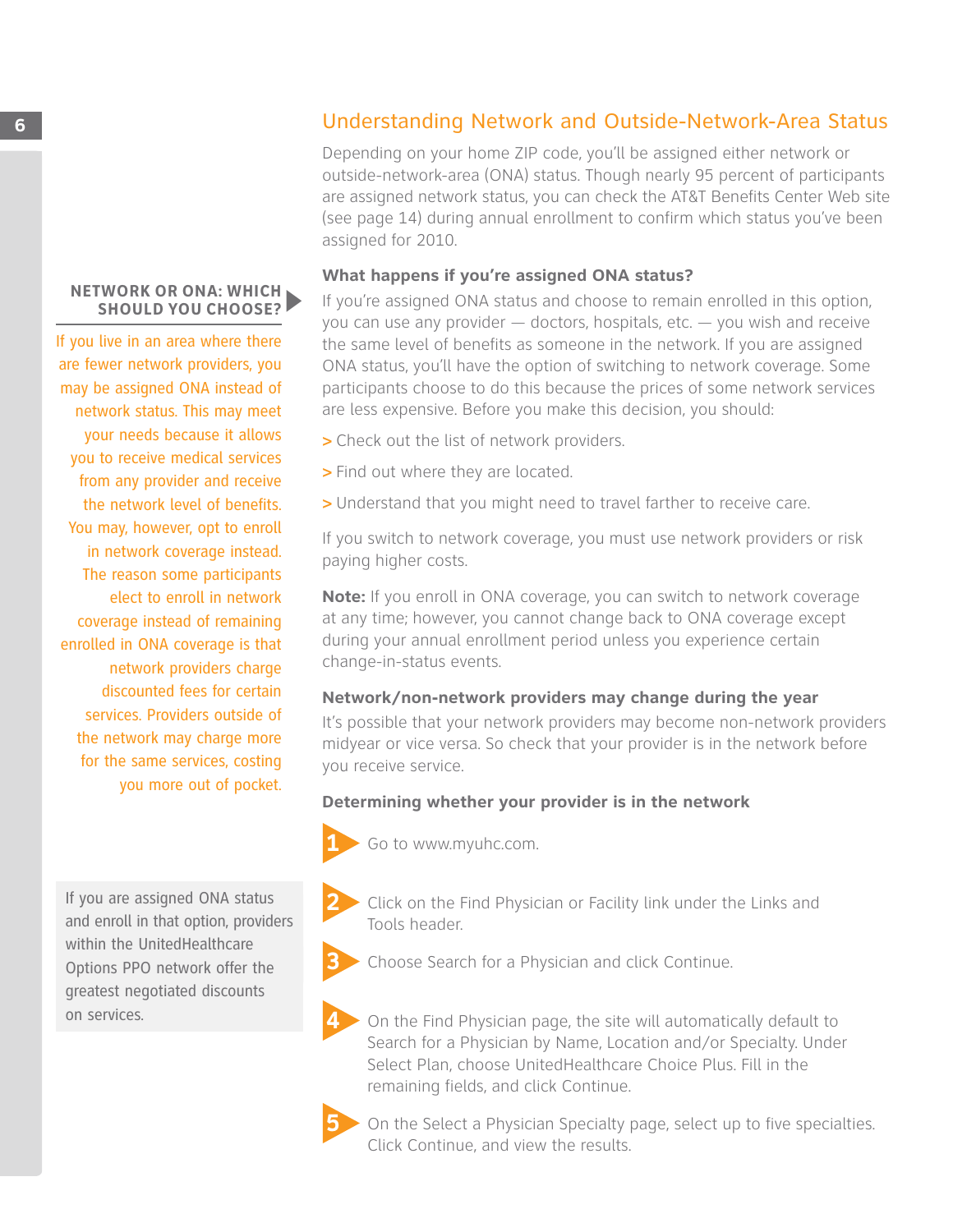## Understanding Network and Outside-Network-Area Status

Depending on your home ZIP code, you'll be assigned either network or outside-network-area (ONA) status. Though nearly 95 percent of participants are assigned network status, you can check the AT&T Benefits Center Web site (see page 14) during annual enrollment to confirm which status you've been assigned for 2010.

**NETWORK OR ONA: WHICH SHOULD YOU CHOOSE?**

If you live in an area where there are fewer network providers, you may be assigned ONA instead of network status. This may meet your needs because it allows you to receive medical services from any provider and receive the network level of benefits. You may, however, opt to enroll in network coverage instead. The reason some participants elect to enroll in network coverage instead of remaining enrolled in ONA coverage is that network providers charge discounted fees for certain services. Providers outside of the network may charge more for the same services, costing you more out of pocket.

### What happens if you're assigned ONA status?

If you're assigned ONA status and choose to remain enrolled in this option, you can use any provider — doctors, hospitals, etc. — you wish and receive the same level of benefits as someone in the network. If you are assigned ONA status, you'll have the option of switching to network coverage. Some participants choose to do this because the prices of some network services are less expensive. Before you make this decision, you should:

> Check out the list of network providers.

> Find out where they are located.

> Understand that you might need to travel farther to receive care.

If you switch to network coverage, you must use network providers or risk paying higher costs.

**Note:** If you enroll in ONA coverage, you can switch to network coverage at any time; however, you cannot change back to ONA coverage except during your annual enrollment period unless you experience certain change-in-status events.

### Network/non-network providers may change during the year

It's possible that your network providers may become non-network providers midyear or vice versa. So check that your provider is in the network before you receive service.

### Determining whether your provider is in the network

1. Go to www.myuhc.com.
2. Click on the Find Physician or Facility link under the Links and Tools header.
3. Choose Search for a Physician and click Continue.
4. On the Find Physician page, the site will automatically default to Search for a Physician by Name, Location and/or Specialty. Under Select Plan, choose UnitedHealthcare Choice Plus. Fill in the remaining fields, and click Continue.
5. On the Select a Physician Specialty page, select up to five specialties. Click Continue, and view the results.

If you are assigned ONA status and enroll in that option, providers within the UnitedHealthcare Options PPO network offer the greatest negotiated discounts on services.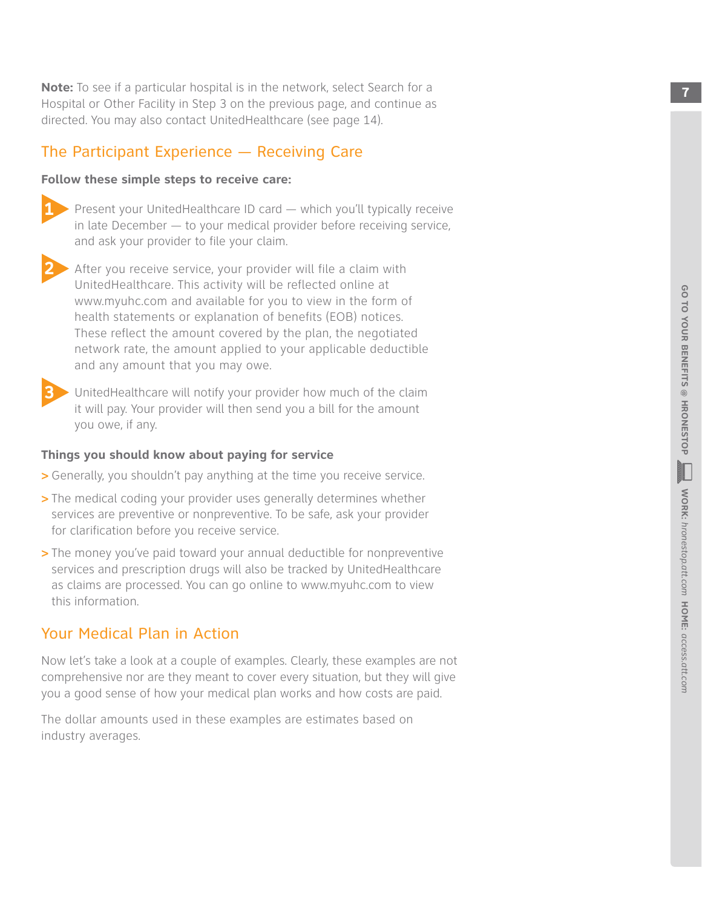**Note:** To see if a particular hospital is in the network, select Search for a Hospital or Other Facility in Step 3 on the previous page, and continue as directed. You may also contact UnitedHealthcare (see page 14).

## The Participant Experience — Receiving Care

**Follow these simple steps to receive care:**

1. Present your UnitedHealthcare ID card — which you'll typically receive in late December — to your medical provider before receiving service, and ask your provider to file your claim.

2. After you receive service, your provider will file a claim with UnitedHealthcare. This activity will be reflected online at www.myuhc.com and available for you to view in the form of health statements or explanation of benefits (EOB) notices. These reflect the amount covered by the plan, the negotiated network rate, the amount applied to your applicable deductible and any amount that you may owe.

3. UnitedHealthcare will notify your provider how much of the claim it will pay. Your provider will then send you a bill for the amount you owe, if any.

**Things you should know about paying for service**

- Generally, you shouldn't pay anything at the time you receive service.
- The medical coding your provider uses generally determines whether services are preventive or nonpreventive. To be safe, ask your provider for clarification before you receive service.
- The money you've paid toward your annual deductible for nonpreventive services and prescription drugs will also be tracked by UnitedHealthcare as claims are processed. You can go online to www.myuhc.com to view this information.

## Your Medical Plan in Action

Now let's take a look at a couple of examples. Clearly, these examples are not comprehensive nor are they meant to cover every situation, but they will give you a good sense of how your medical plan works and how costs are paid.

The dollar amounts used in these examples are estimates based on industry averages.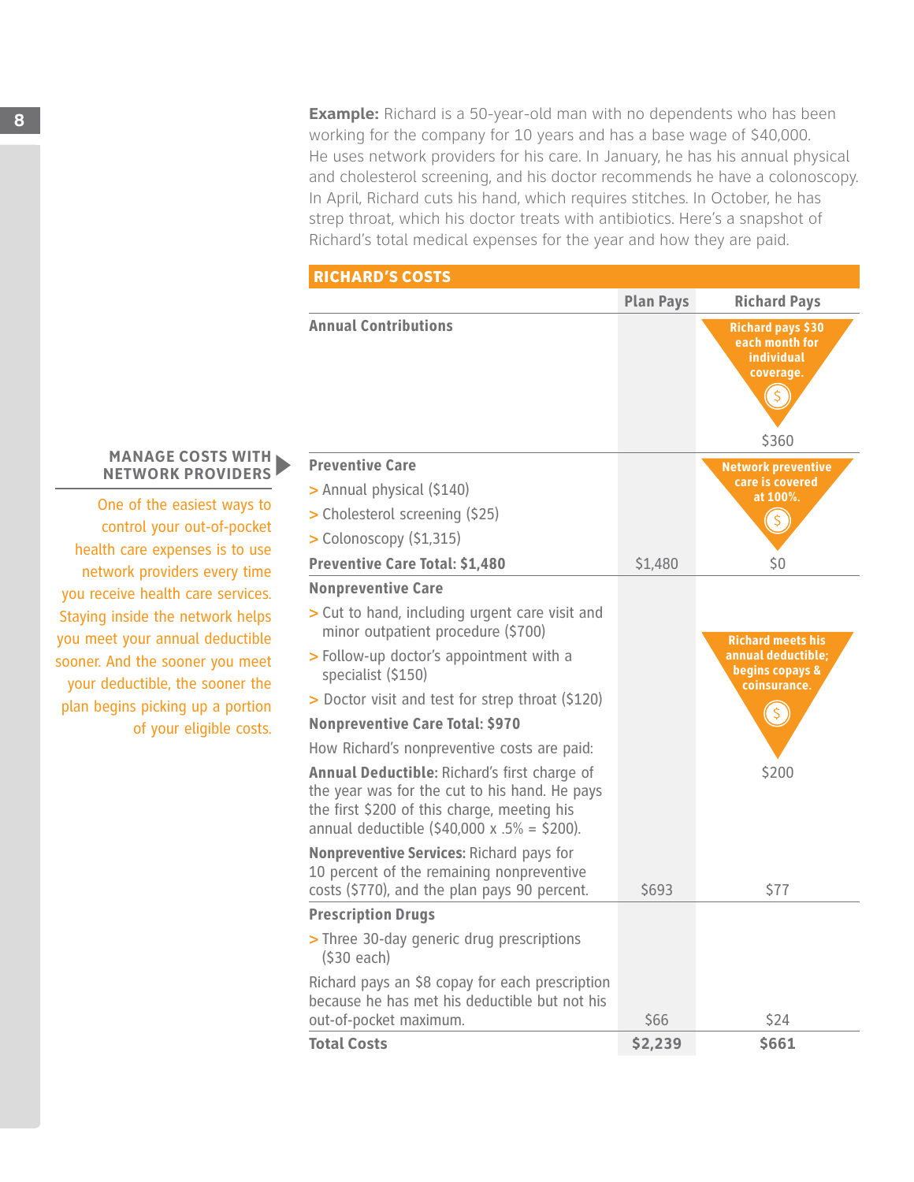**Example:** Richard is a 50-year-old man with no dependents who has been working for the company for 10 years and has a base wage of $40,000. He uses network providers for his care. In January, he has his annual physical and cholesterol screening, and his doctor recommends he have a colonoscopy. In April, Richard cuts his hand, which requires stitches. In October, he has strep throat, which his doctor treats with antibiotics. Here's a snapshot of Richard's total medical expenses for the year and how they are paid.

### MANAGE COSTS WITH NETWORK PROVIDERS

One of the easiest ways to control your out-of-pocket health care expenses is to use network providers every time you receive health care services. Staying inside the network helps you meet your annual deductible sooner. And the sooner you meet your deductible, the sooner the plan begins picking up a portion of your eligible costs.

## RICHARD'S COSTS

| | Plan Pays | Richard Pays |
|---|---|---|
| **Annual Contributions** | | Richard pays $30 each month for individual coverage. $360 |
| **Preventive Care**<br>> Annual physical ($140)<br>> Cholesterol screening ($25)<br>> Colonoscopy ($1,315) | | Network preventive care is covered at 100%. |
| **Preventive Care Total: $1,480** | $1,480 | $0 |
| **Nonpreventive Care**<br>> Cut to hand, including urgent care visit and minor outpatient procedure ($700)<br>> Follow-up doctor's appointment with a specialist ($150)<br>> Doctor visit and test for strep throat ($120) | | Richard meets his annual deductible; begins copays & coinsurance. |
| **Nonpreventive Care Total: $970** | | |
| How Richard's nonpreventive costs are paid: | | |
| **Annual Deductible:** Richard's first charge of the year was for the cut to his hand. He pays the first $200 of this charge, meeting his annual deductible ($40,000 x .5% = $200). | | $200 |
| **Nonpreventive Services:** Richard pays for 10 percent of the remaining nonpreventive costs ($770), and the plan pays 90 percent. | $693 | $77 |
| **Prescription Drugs**<br>> Three 30-day generic drug prescriptions ($30 each)<br>Richard pays an $8 copay for each prescription because he has met his deductible but not his out-of-pocket maximum. | $66 | $24 |
| **Total Costs** | **$2,239** | **$661** |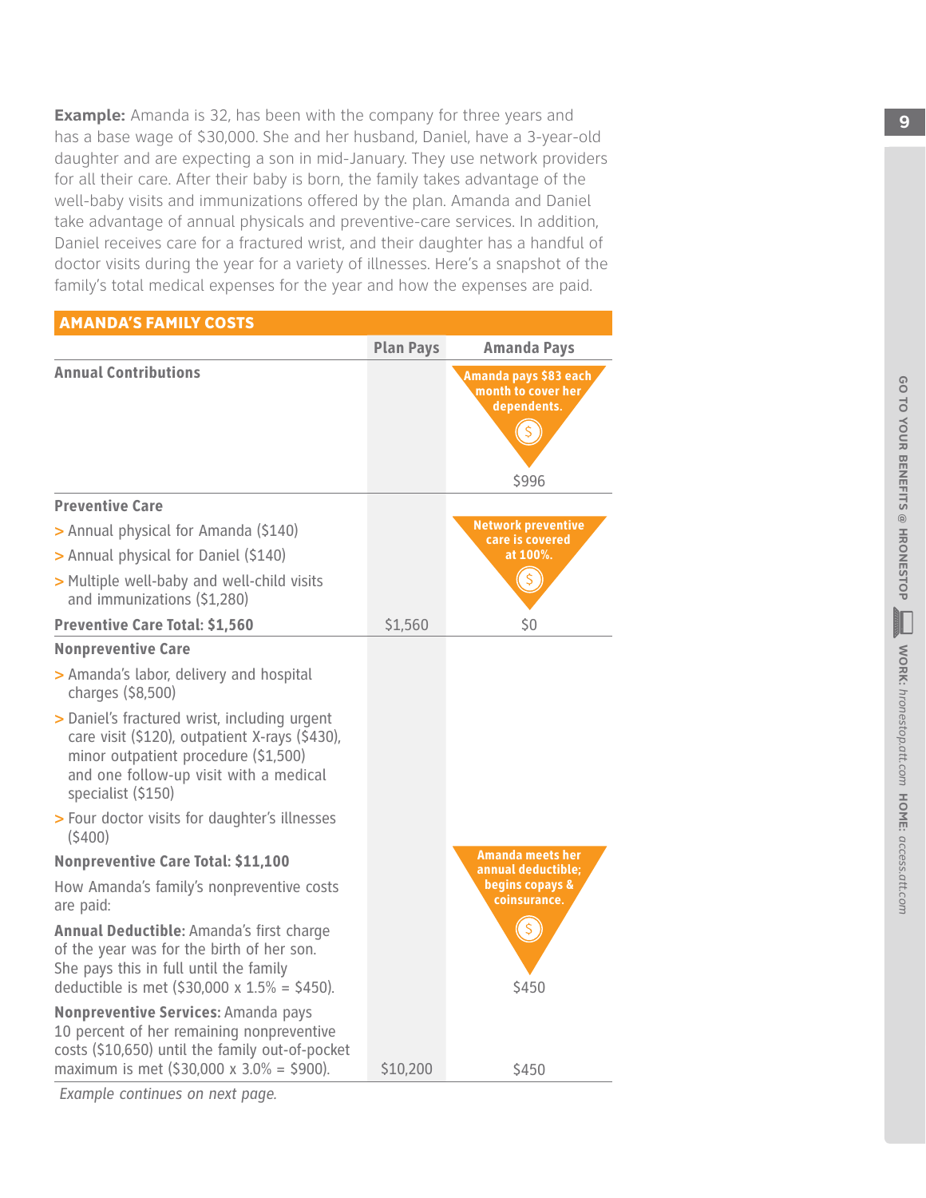**Example:** Amanda is 32, has been with the company for three years and has a base wage of $30,000. She and her husband, Daniel, have a 3-year-old daughter and are expecting a son in mid-January. They use network providers for all their care. After their baby is born, the family takes advantage of the well-baby visits and immunizations offered by the plan. Amanda and Daniel take advantage of annual physicals and preventive-care services. In addition, Daniel receives care for a fractured wrist, and their daughter has a handful of doctor visits during the year for a variety of illnesses. Here's a snapshot of the family's total medical expenses for the year and how the expenses are paid.

| AMANDA'S FAMILY COSTS | Plan Pays | Amanda Pays |
|---|---|---|
| **Annual Contributions** | | Amanda pays $83 each month to cover her dependents. $996 |
| **Preventive Care** | | |
| > Annual physical for Amanda ($140) | | |
| > Annual physical for Daniel ($140) | | |
| > Multiple well-baby and well-child visits and immunizations ($1,280) | | Network preventive care is covered at 100%. |
| **Preventive Care Total: $1,560** | $1,560 | $0 |
| **Nonpreventive Care** | | |
| > Amanda's labor, delivery and hospital charges ($8,500) | | |
| > Daniel's fractured wrist, including urgent care visit ($120), outpatient X-rays ($430), minor outpatient procedure ($1,500) and one follow-up visit with a medical specialist ($150) | | |
| > Four doctor visits for daughter's illnesses ($400) | | |
| **Nonpreventive Care Total: $11,100** | | |
| How Amanda's family's nonpreventive costs are paid: | | |
| **Annual Deductible:** Amanda's first charge of the year was for the birth of her son. She pays this in full until the family deductible is met ($30,000 x 1.5% = $450). | | Amanda meets her annual deductible; begins copays & coinsurance. $450 |
| **Nonpreventive Services:** Amanda pays 10 percent of her remaining nonpreventive costs ($10,650) until the family out-of-pocket maximum is met ($30,000 x 3.0% = $900). | $10,200 | $450 |

*Example continues on next page.*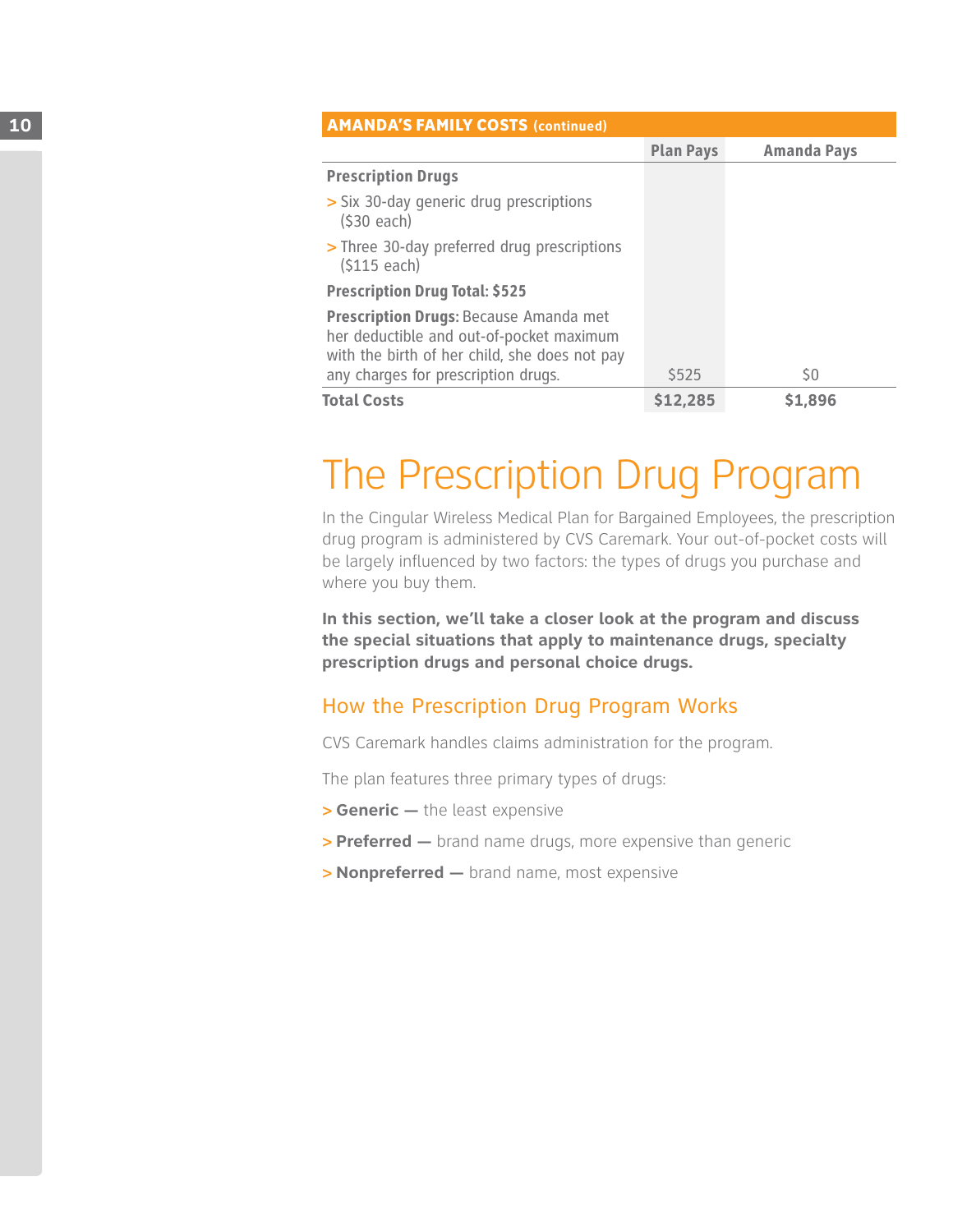**AMANDA'S FAMILY COSTS (continued)**

| | Plan Pays | Amanda Pays |
|---|---|---|
| **Prescription Drugs** | | |
| > Six 30-day generic drug prescriptions ($30 each) | | |
| > Three 30-day preferred drug prescriptions ($115 each) | | |
| **Prescription Drug Total: $525** | | |
| **Prescription Drugs:** Because Amanda met her deductible and out-of-pocket maximum with the birth of her child, she does not pay any charges for prescription drugs. | $525 | $0 |
| **Total Costs** | **$12,285** | **$1,896** |

# The Prescription Drug Program

In the Cingular Wireless Medical Plan for Bargained Employees, the prescription drug program is administered by CVS Caremark. Your out-of-pocket costs will be largely influenced by two factors: the types of drugs you purchase and where you buy them.

**In this section, we'll take a closer look at the program and discuss the special situations that apply to maintenance drugs, specialty prescription drugs and personal choice drugs.**

## How the Prescription Drug Program Works

CVS Caremark handles claims administration for the program.

The plan features three primary types of drugs:

- **Generic —** the least expensive
- **Preferred —** brand name drugs, more expensive than generic
- **Nonpreferred —** brand name, most expensive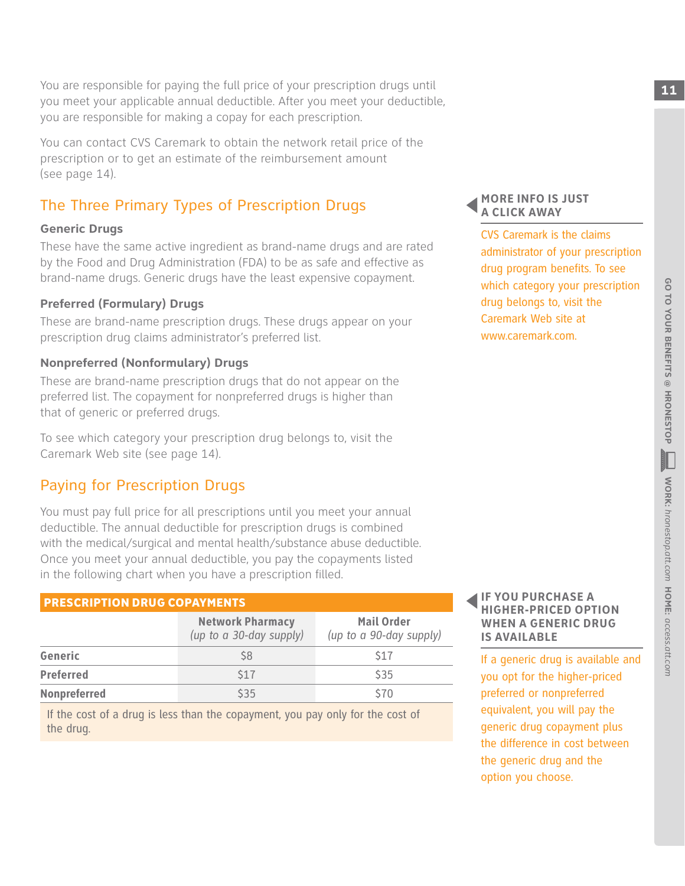You are responsible for paying the full price of your prescription drugs until you meet your applicable annual deductible. After you meet your deductible, you are responsible for making a copay for each prescription.

You can contact CVS Caremark to obtain the network retail price of the prescription or to get an estimate of the reimbursement amount (see page 14).

## The Three Primary Types of Prescription Drugs

### Generic Drugs

These have the same active ingredient as brand-name drugs and are rated by the Food and Drug Administration (FDA) to be as safe and effective as brand-name drugs. Generic drugs have the least expensive copayment.

### Preferred (Formulary) Drugs

These are brand-name prescription drugs. These drugs appear on your prescription drug claims administrator's preferred list.

### Nonpreferred (Nonformulary) Drugs

These are brand-name prescription drugs that do not appear on the preferred list. The copayment for nonpreferred drugs is higher than that of generic or preferred drugs.

To see which category your prescription drug belongs to, visit the Caremark Web site (see page 14).

**MORE INFO IS JUST A CLICK AWAY**

CVS Caremark is the claims administrator of your prescription drug program benefits. To see which category your prescription drug belongs to, visit the Caremark Web site at www.caremark.com.

## Paying for Prescription Drugs

You must pay full price for all prescriptions until you meet your annual deductible. The annual deductible for prescription drugs is combined with the medical/surgical and mental health/substance abuse deductible. Once you meet your annual deductible, you pay the copayments listed in the following chart when you have a prescription filled.

**PRESCRIPTION DRUG COPAYMENTS**

| | Network Pharmacy *(up to a 30-day supply)* | Mail Order *(up to a 90-day supply)* |
|---|---|---|
| **Generic** | $8 | $17 |
| **Preferred** | $17 | $35 |
| **Nonpreferred** | $35 | $70 |

If the cost of a drug is less than the copayment, you pay only for the cost of the drug.

**IF YOU PURCHASE A HIGHER-PRICED OPTION WHEN A GENERIC DRUG IS AVAILABLE**

If a generic drug is available and you opt for the higher-priced preferred or nonpreferred equivalent, you will pay the generic drug copayment plus the difference in cost between the generic drug and the option you choose.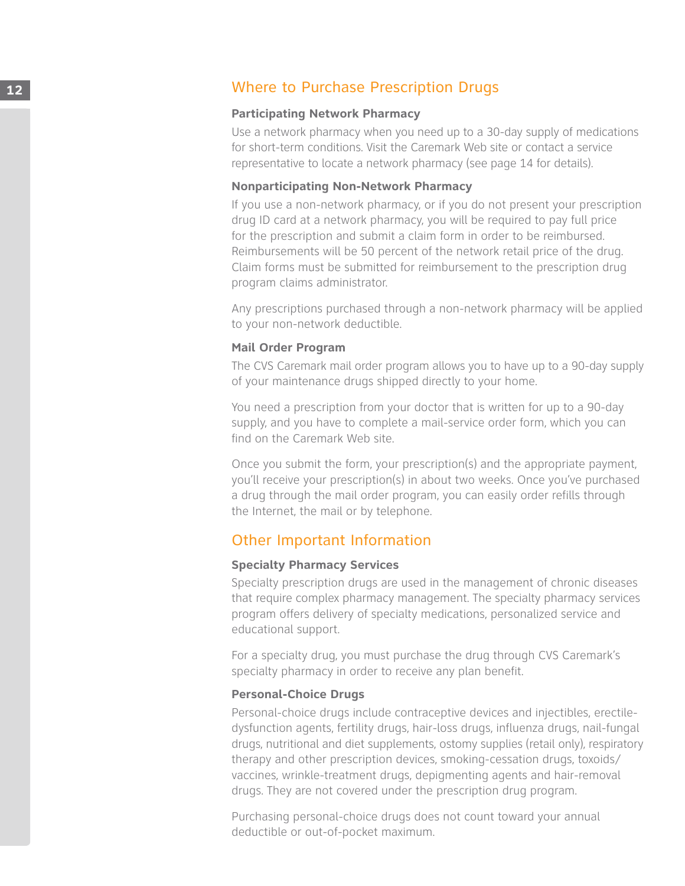## Where to Purchase Prescription Drugs

### Participating Network Pharmacy

Use a network pharmacy when you need up to a 30-day supply of medications for short-term conditions. Visit the Caremark Web site or contact a service representative to locate a network pharmacy (see page 14 for details).

### Nonparticipating Non-Network Pharmacy

If you use a non-network pharmacy, or if you do not present your prescription drug ID card at a network pharmacy, you will be required to pay full price for the prescription and submit a claim form in order to be reimbursed. Reimbursements will be 50 percent of the network retail price of the drug. Claim forms must be submitted for reimbursement to the prescription drug program claims administrator.

Any prescriptions purchased through a non-network pharmacy will be applied to your non-network deductible.

### Mail Order Program

The CVS Caremark mail order program allows you to have up to a 90-day supply of your maintenance drugs shipped directly to your home.

You need a prescription from your doctor that is written for up to a 90-day supply, and you have to complete a mail-service order form, which you can find on the Caremark Web site.

Once you submit the form, your prescription(s) and the appropriate payment, you'll receive your prescription(s) in about two weeks. Once you've purchased a drug through the mail order program, you can easily order refills through the Internet, the mail or by telephone.

## Other Important Information

### Specialty Pharmacy Services

Specialty prescription drugs are used in the management of chronic diseases that require complex pharmacy management. The specialty pharmacy services program offers delivery of specialty medications, personalized service and educational support.

For a specialty drug, you must purchase the drug through CVS Caremark's specialty pharmacy in order to receive any plan benefit.

### Personal-Choice Drugs

Personal-choice drugs include contraceptive devices and injectibles, erectile-dysfunction agents, fertility drugs, hair-loss drugs, influenza drugs, nail-fungal drugs, nutritional and diet supplements, ostomy supplies (retail only), respiratory therapy and other prescription devices, smoking-cessation drugs, toxoids/vaccines, wrinkle-treatment drugs, depigmenting agents and hair-removal drugs. They are not covered under the prescription drug program.

Purchasing personal-choice drugs does not count toward your annual deductible or out-of-pocket maximum.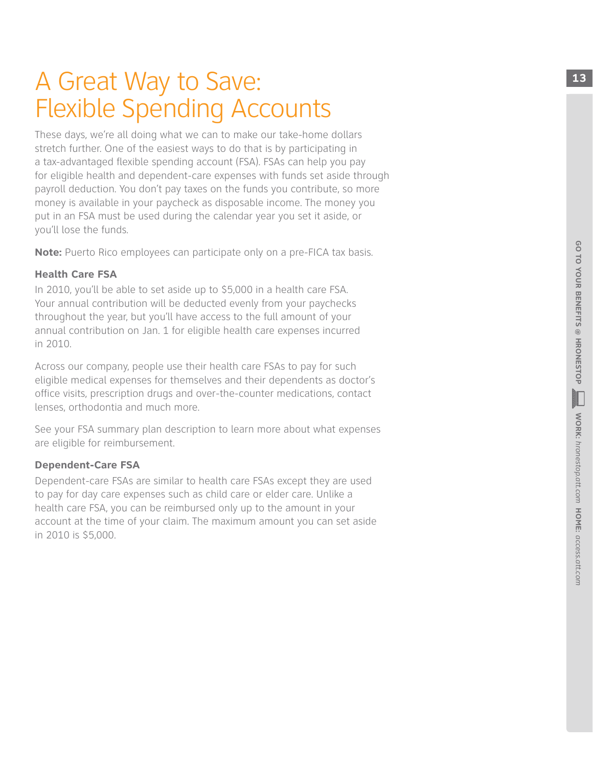# A Great Way to Save: Flexible Spending Accounts

These days, we're all doing what we can to make our take-home dollars stretch further. One of the easiest ways to do that is by participating in a tax-advantaged flexible spending account (FSA). FSAs can help you pay for eligible health and dependent-care expenses with funds set aside through payroll deduction. You don't pay taxes on the funds you contribute, so more money is available in your paycheck as disposable income. The money you put in an FSA must be used during the calendar year you set it aside, or you'll lose the funds.

**Note:** Puerto Rico employees can participate only on a pre-FICA tax basis.

### Health Care FSA

In 2010, you'll be able to set aside up to $5,000 in a health care FSA. Your annual contribution will be deducted evenly from your paychecks throughout the year, but you'll have access to the full amount of your annual contribution on Jan. 1 for eligible health care expenses incurred in 2010.

Across our company, people use their health care FSAs to pay for such eligible medical expenses for themselves and their dependents as doctor's office visits, prescription drugs and over-the-counter medications, contact lenses, orthodontia and much more.

See your FSA summary plan description to learn more about what expenses are eligible for reimbursement.

### Dependent-Care FSA

Dependent-care FSAs are similar to health care FSAs except they are used to pay for day care expenses such as child care or elder care. Unlike a health care FSA, you can be reimbursed only up to the amount in your account at the time of your claim. The maximum amount you can set aside in 2010 is $5,000.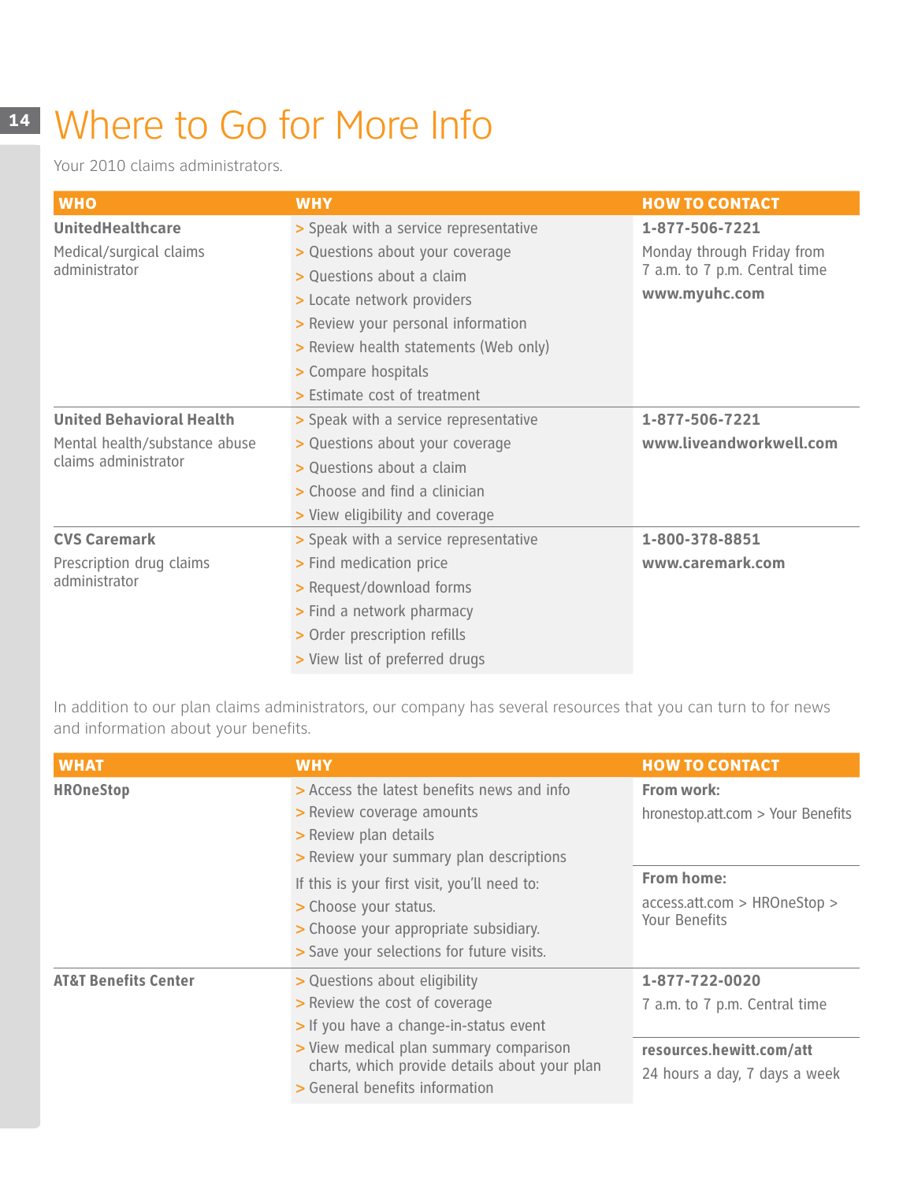# Where to Go for More Info

Your 2010 claims administrators.

| WHO | WHY | HOW TO CONTACT |
|---|---|---|
| **UnitedHealthcare**<br>Medical/surgical claims administrator | > Speak with a service representative<br>> Questions about your coverage<br>> Questions about a claim<br>> Locate network providers<br>> Review your personal information<br>> Review health statements (Web only)<br>> Compare hospitals<br>> Estimate cost of treatment | **1-877-506-7221**<br>Monday through Friday from 7 a.m. to 7 p.m. Central time<br>**www.myuhc.com** |
| **United Behavioral Health**<br>Mental health/substance abuse claims administrator | > Speak with a service representative<br>> Questions about your coverage<br>> Questions about a claim<br>> Choose and find a clinician<br>> View eligibility and coverage | **1-877-506-7221**<br>**www.liveandworkwell.com** |
| **CVS Caremark**<br>Prescription drug claims administrator | > Speak with a service representative<br>> Find medication price<br>> Request/download forms<br>> Find a network pharmacy<br>> Order prescription refills<br>> View list of preferred drugs | **1-800-378-8851**<br>**www.caremark.com** |

In addition to our plan claims administrators, our company has several resources that you can turn to for news and information about your benefits.

| WHAT | WHY | HOW TO CONTACT |
|---|---|---|
| **HROneStop** | > Access the latest benefits news and info<br>> Review coverage amounts<br>> Review plan details<br>> Review your summary plan descriptions<br>If this is your first visit, you'll need to:<br>> Choose your status.<br>> Choose your appropriate subsidiary.<br>> Save your selections for future visits. | **From work:**<br>hronestop.att.com > Your Benefits<br>**From home:**<br>access.att.com > HROneStop > Your Benefits |
| **AT&T Benefits Center** | > Questions about eligibility<br>> Review the cost of coverage<br>> If you have a change-in-status event<br>> View medical plan summary comparison charts, which provide details about your plan<br>> General benefits information | **1-877-722-0020**<br>7 a.m. to 7 p.m. Central time<br>**resources.hewitt.com/att**<br>24 hours a day, 7 days a week |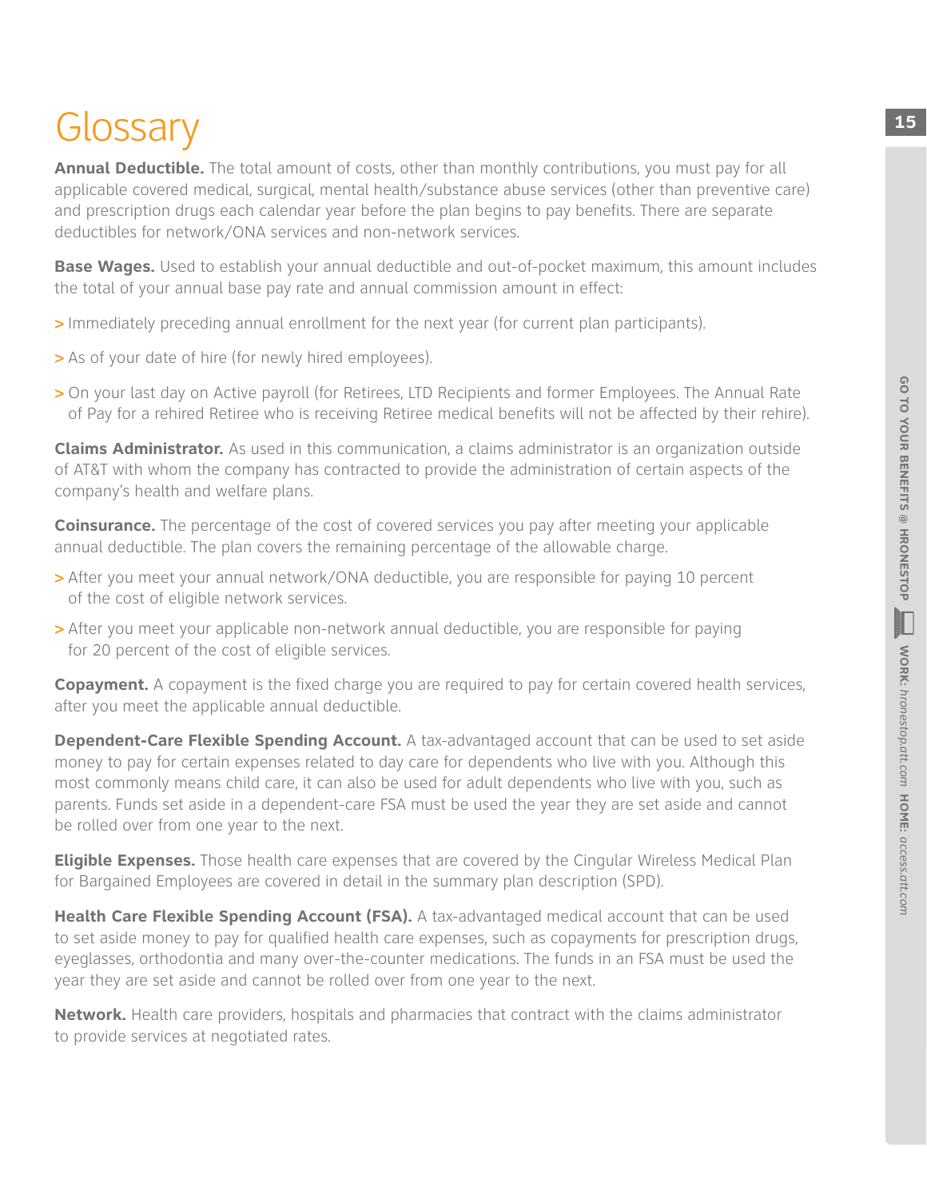# Glossary

**Annual Deductible.** The total amount of costs, other than monthly contributions, you must pay for all applicable covered medical, surgical, mental health/substance abuse services (other than preventive care) and prescription drugs each calendar year before the plan begins to pay benefits. There are separate deductibles for network/ONA services and non-network services.

**Base Wages.** Used to establish your annual deductible and out-of-pocket maximum, this amount includes the total of your annual base pay rate and annual commission amount in effect:

- Immediately preceding annual enrollment for the next year (for current plan participants).
- As of your date of hire (for newly hired employees).
- On your last day on Active payroll (for Retirees, LTD Recipients and former Employees. The Annual Rate of Pay for a rehired Retiree who is receiving Retiree medical benefits will not be affected by their rehire).

**Claims Administrator.** As used in this communication, a claims administrator is an organization outside of AT&T with whom the company has contracted to provide the administration of certain aspects of the company's health and welfare plans.

**Coinsurance.** The percentage of the cost of covered services you pay after meeting your applicable annual deductible. The plan covers the remaining percentage of the allowable charge.

- After you meet your annual network/ONA deductible, you are responsible for paying 10 percent of the cost of eligible network services.
- After you meet your applicable non-network annual deductible, you are responsible for paying for 20 percent of the cost of eligible services.

**Copayment.** A copayment is the fixed charge you are required to pay for certain covered health services, after you meet the applicable annual deductible.

**Dependent-Care Flexible Spending Account.** A tax-advantaged account that can be used to set aside money to pay for certain expenses related to day care for dependents who live with you. Although this most commonly means child care, it can also be used for adult dependents who live with you, such as parents. Funds set aside in a dependent-care FSA must be used the year they are set aside and cannot be rolled over from one year to the next.

**Eligible Expenses.** Those health care expenses that are covered by the Cingular Wireless Medical Plan for Bargained Employees are covered in detail in the summary plan description (SPD).

**Health Care Flexible Spending Account (FSA).** A tax-advantaged medical account that can be used to set aside money to pay for qualified health care expenses, such as copayments for prescription drugs, eyeglasses, orthodontia and many over-the-counter medications. The funds in an FSA must be used the year they are set aside and cannot be rolled over from one year to the next.

**Network.** Health care providers, hospitals and pharmacies that contract with the claims administrator to provide services at negotiated rates.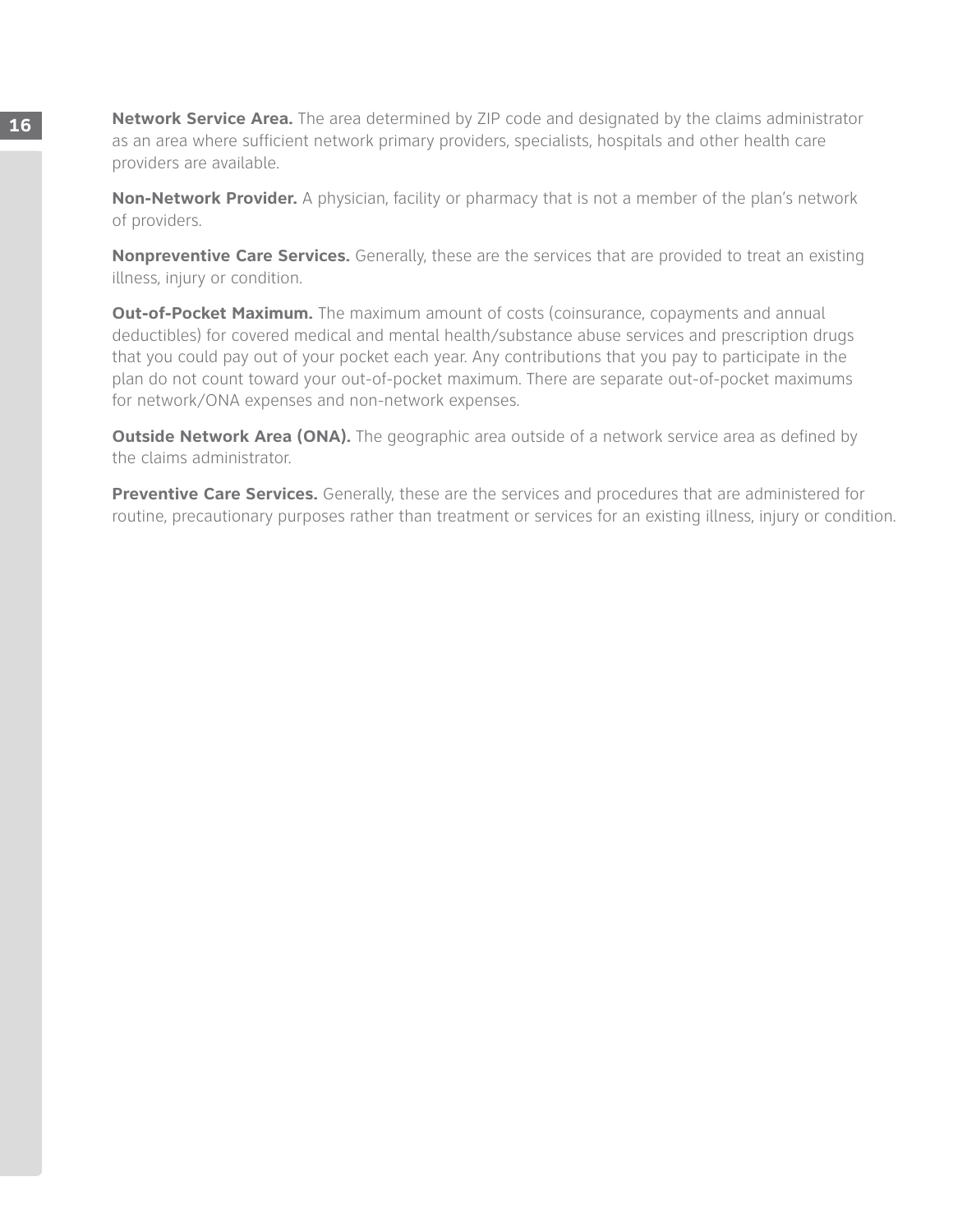**Network Service Area.** The area determined by ZIP code and designated by the claims administrator as an area where sufficient network primary providers, specialists, hospitals and other health care providers are available.

**Non-Network Provider.** A physician, facility or pharmacy that is not a member of the plan's network of providers.

**Nonpreventive Care Services.** Generally, these are the services that are provided to treat an existing illness, injury or condition.

**Out-of-Pocket Maximum.** The maximum amount of costs (coinsurance, copayments and annual deductibles) for covered medical and mental health/substance abuse services and prescription drugs that you could pay out of your pocket each year. Any contributions that you pay to participate in the plan do not count toward your out-of-pocket maximum. There are separate out-of-pocket maximums for network/ONA expenses and non-network expenses.

**Outside Network Area (ONA).** The geographic area outside of a network service area as defined by the claims administrator.

**Preventive Care Services.** Generally, these are the services and procedures that are administered for routine, precautionary purposes rather than treatment or services for an existing illness, injury or condition.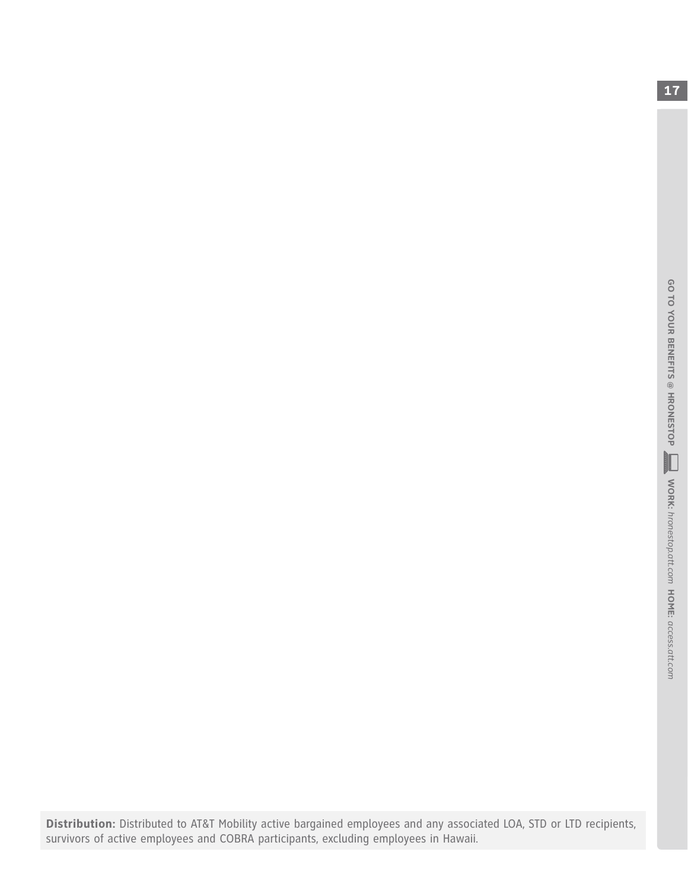**Distribution:** Distributed to AT&T Mobility active bargained employees and any associated LOA, STD or LTD recipients, survivors of active employees and COBRA participants, excluding employees in Hawaii.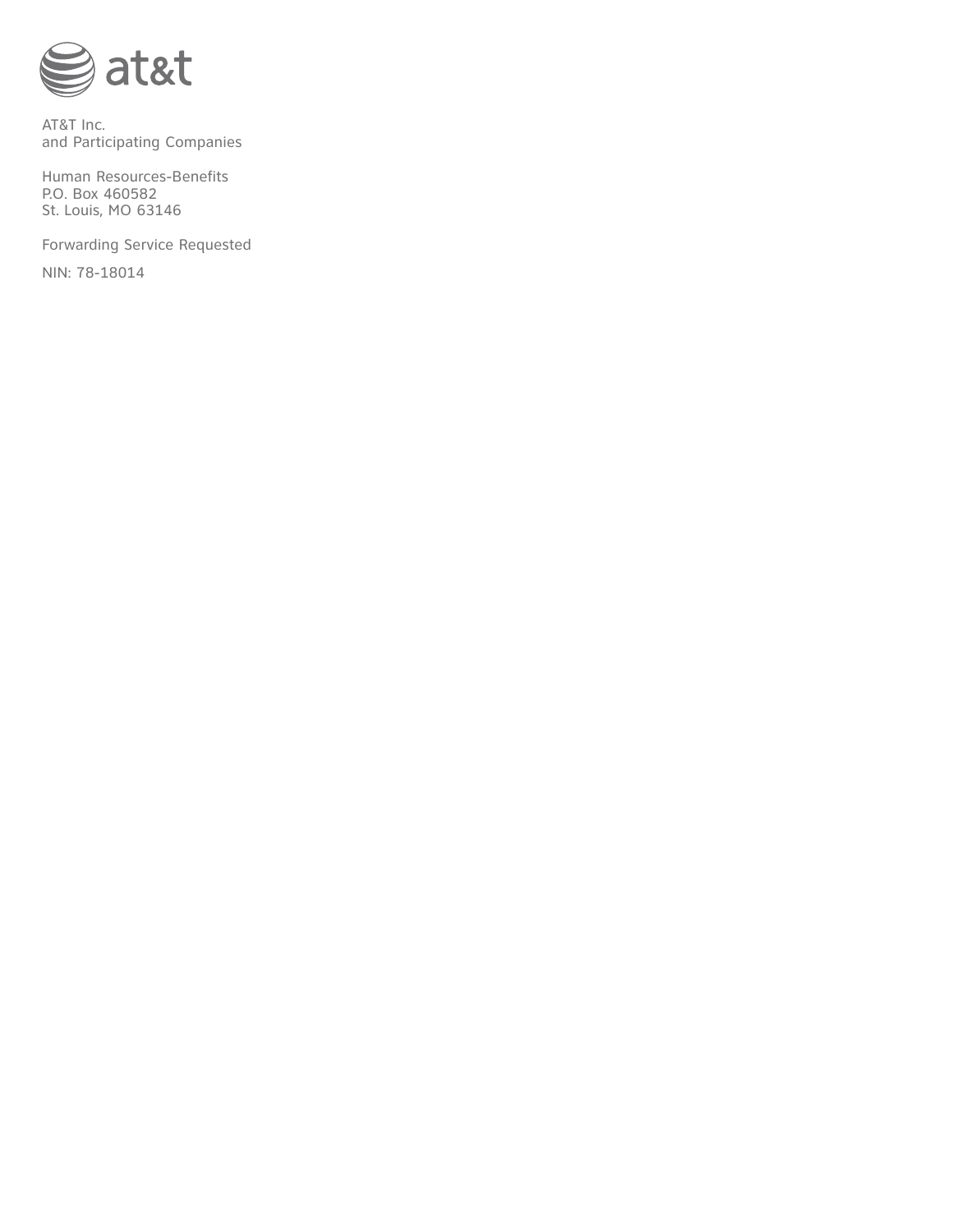AT&T Inc.
and Participating Companies

Human Resources-Benefits
P.O. Box 460582
St. Louis, MO 63146

Forwarding Service Requested

NIN: 78-18014